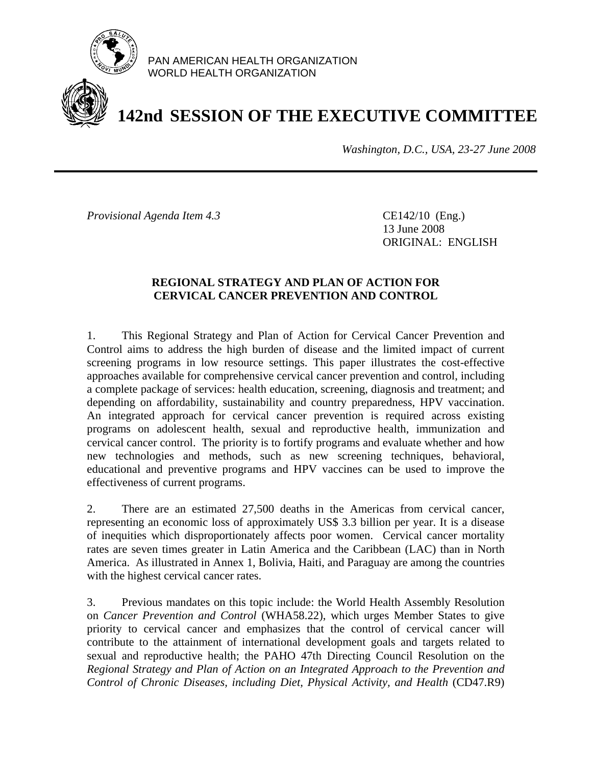PAN AMERICAN HEALTH ORGANIZATION
WORLD HEALTH ORGANIZATION

# 142nd SESSION OF THE EXECUTIVE COMMITTEE

*Washington, D.C., USA, 23-27 June 2008*

---

*Provisional Agenda Item 4.3*

CE142/10 (Eng.)
13 June 2008
ORIGINAL: ENGLISH

**REGIONAL STRATEGY AND PLAN OF ACTION FOR CERVICAL CANCER PREVENTION AND CONTROL**

1. This Regional Strategy and Plan of Action for Cervical Cancer Prevention and Control aims to address the high burden of disease and the limited impact of current screening programs in low resource settings. This paper illustrates the cost-effective approaches available for comprehensive cervical cancer prevention and control, including a complete package of services: health education, screening, diagnosis and treatment; and depending on affordability, sustainability and country preparedness, HPV vaccination. An integrated approach for cervical cancer prevention is required across existing programs on adolescent health, sexual and reproductive health, immunization and cervical cancer control. The priority is to fortify programs and evaluate whether and how new technologies and methods, such as new screening techniques, behavioral, educational and preventive programs and HPV vaccines can be used to improve the effectiveness of current programs.

2. There are an estimated 27,500 deaths in the Americas from cervical cancer, representing an economic loss of approximately US$ 3.3 billion per year. It is a disease of inequities which disproportionately affects poor women. Cervical cancer mortality rates are seven times greater in Latin America and the Caribbean (LAC) than in North America. As illustrated in Annex 1, Bolivia, Haiti, and Paraguay are among the countries with the highest cervical cancer rates.

3. Previous mandates on this topic include: the World Health Assembly Resolution on *Cancer Prevention and Control* (WHA58.22), which urges Member States to give priority to cervical cancer and emphasizes that the control of cervical cancer will contribute to the attainment of international development goals and targets related to sexual and reproductive health; the PAHO 47th Directing Council Resolution on the *Regional Strategy and Plan of Action on an Integrated Approach to the Prevention and Control of Chronic Diseases, including Diet, Physical Activity, and Health* (CD47.R9)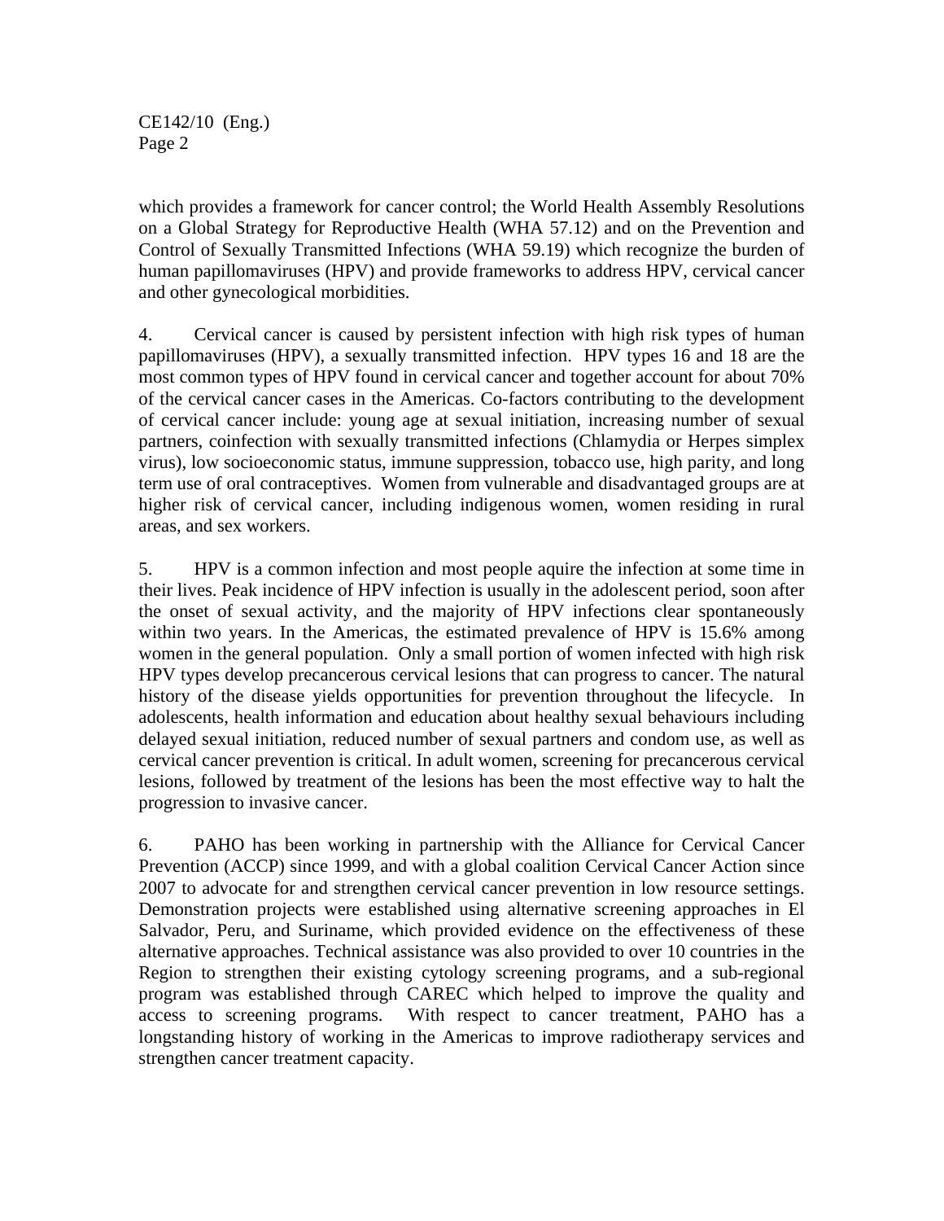which provides a framework for cancer control; the World Health Assembly Resolutions on a Global Strategy for Reproductive Health (WHA 57.12) and on the Prevention and Control of Sexually Transmitted Infections (WHA 59.19) which recognize the burden of human papillomaviruses (HPV) and provide frameworks to address HPV, cervical cancer and other gynecological morbidities.

4. Cervical cancer is caused by persistent infection with high risk types of human papillomaviruses (HPV), a sexually transmitted infection. HPV types 16 and 18 are the most common types of HPV found in cervical cancer and together account for about 70% of the cervical cancer cases in the Americas. Co-factors contributing to the development of cervical cancer include: young age at sexual initiation, increasing number of sexual partners, coinfection with sexually transmitted infections (Chlamydia or Herpes simplex virus), low socioeconomic status, immune suppression, tobacco use, high parity, and long term use of oral contraceptives. Women from vulnerable and disadvantaged groups are at higher risk of cervical cancer, including indigenous women, women residing in rural areas, and sex workers.

5. HPV is a common infection and most people aquire the infection at some time in their lives. Peak incidence of HPV infection is usually in the adolescent period, soon after the onset of sexual activity, and the majority of HPV infections clear spontaneously within two years. In the Americas, the estimated prevalence of HPV is 15.6% among women in the general population. Only a small portion of women infected with high risk HPV types develop precancerous cervical lesions that can progress to cancer. The natural history of the disease yields opportunities for prevention throughout the lifecycle. In adolescents, health information and education about healthy sexual behaviours including delayed sexual initiation, reduced number of sexual partners and condom use, as well as cervical cancer prevention is critical. In adult women, screening for precancerous cervical lesions, followed by treatment of the lesions has been the most effective way to halt the progression to invasive cancer.

6. PAHO has been working in partnership with the Alliance for Cervical Cancer Prevention (ACCP) since 1999, and with a global coalition Cervical Cancer Action since 2007 to advocate for and strengthen cervical cancer prevention in low resource settings. Demonstration projects were established using alternative screening approaches in El Salvador, Peru, and Suriname, which provided evidence on the effectiveness of these alternative approaches. Technical assistance was also provided to over 10 countries in the Region to strengthen their existing cytology screening programs, and a sub-regional program was established through CAREC which helped to improve the quality and access to screening programs. With respect to cancer treatment, PAHO has a longstanding history of working in the Americas to improve radiotherapy services and strengthen cancer treatment capacity.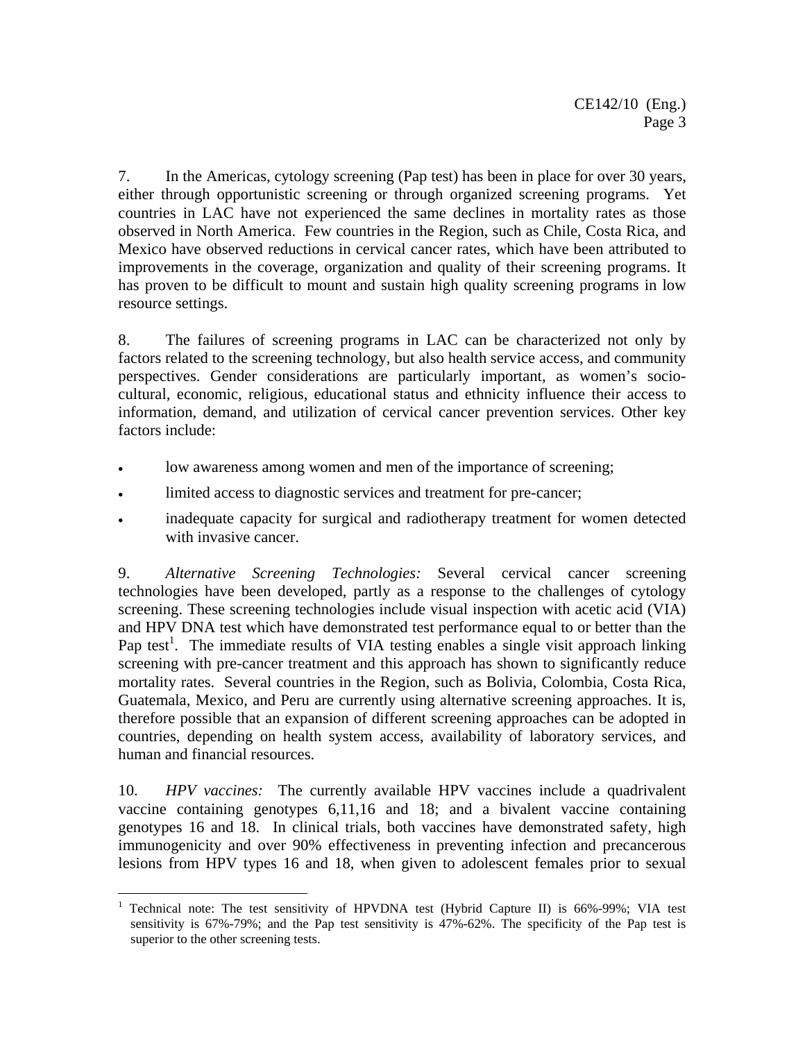7. In the Americas, cytology screening (Pap test) has been in place for over 30 years, either through opportunistic screening or through organized screening programs. Yet countries in LAC have not experienced the same declines in mortality rates as those observed in North America. Few countries in the Region, such as Chile, Costa Rica, and Mexico have observed reductions in cervical cancer rates, which have been attributed to improvements in the coverage, organization and quality of their screening programs. It has proven to be difficult to mount and sustain high quality screening programs in low resource settings.

8. The failures of screening programs in LAC can be characterized not only by factors related to the screening technology, but also health service access, and community perspectives. Gender considerations are particularly important, as women's socio-cultural, economic, religious, educational status and ethnicity influence their access to information, demand, and utilization of cervical cancer prevention services. Other key factors include:

- low awareness among women and men of the importance of screening;
- limited access to diagnostic services and treatment for pre-cancer;
- inadequate capacity for surgical and radiotherapy treatment for women detected with invasive cancer.

9. *Alternative Screening Technologies:* Several cervical cancer screening technologies have been developed, partly as a response to the challenges of cytology screening. These screening technologies include visual inspection with acetic acid (VIA) and HPV DNA test which have demonstrated test performance equal to or better than the Pap test[1]. The immediate results of VIA testing enables a single visit approach linking screening with pre-cancer treatment and this approach has shown to significantly reduce mortality rates. Several countries in the Region, such as Bolivia, Colombia, Costa Rica, Guatemala, Mexico, and Peru are currently using alternative screening approaches. It is, therefore possible that an expansion of different screening approaches can be adopted in countries, depending on health system access, availability of laboratory services, and human and financial resources.

10. *HPV vaccines:* The currently available HPV vaccines include a quadrivalent vaccine containing genotypes 6,11,16 and 18; and a bivalent vaccine containing genotypes 16 and 18. In clinical trials, both vaccines have demonstrated safety, high immunogenicity and over 90% effectiveness in preventing infection and precancerous lesions from HPV types 16 and 18, when given to adolescent females prior to sexual

---

[1] Technical note: The test sensitivity of HPVDNA test (Hybrid Capture II) is 66%-99%; VIA test sensitivity is 67%-79%; and the Pap test sensitivity is 47%-62%. The specificity of the Pap test is superior to the other screening tests.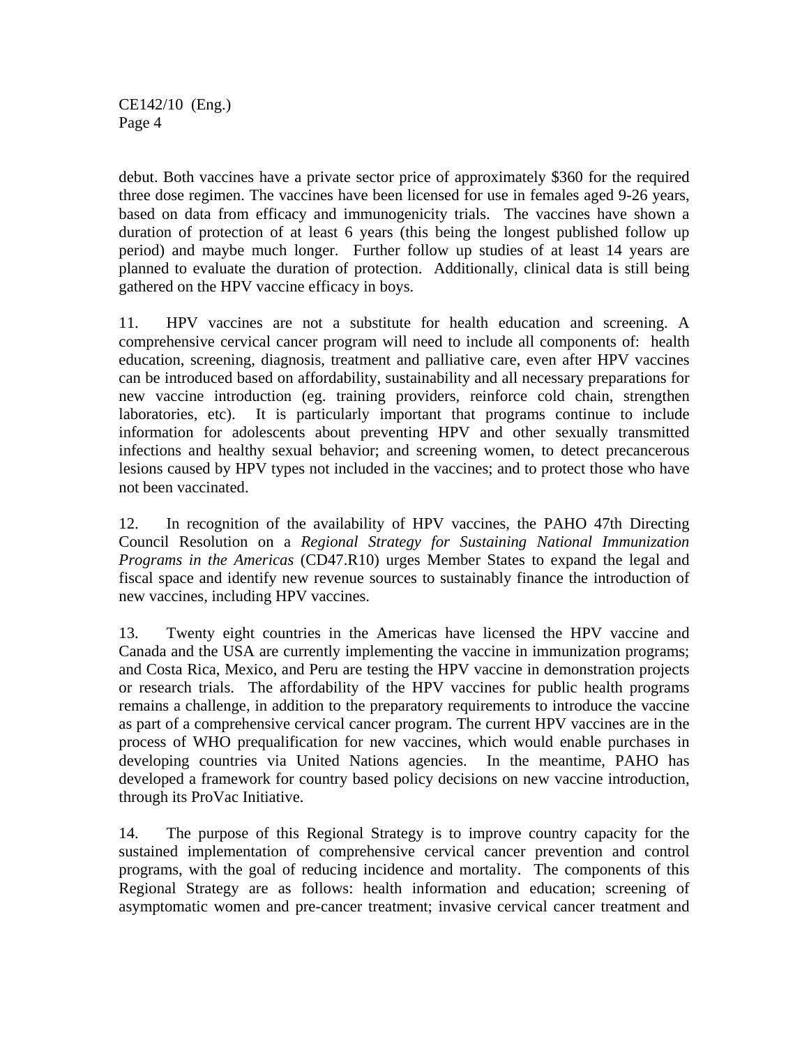debut. Both vaccines have a private sector price of approximately $360 for the required three dose regimen. The vaccines have been licensed for use in females aged 9-26 years, based on data from efficacy and immunogenicity trials. The vaccines have shown a duration of protection of at least 6 years (this being the longest published follow up period) and maybe much longer. Further follow up studies of at least 14 years are planned to evaluate the duration of protection. Additionally, clinical data is still being gathered on the HPV vaccine efficacy in boys.

11. HPV vaccines are not a substitute for health education and screening. A comprehensive cervical cancer program will need to include all components of: health education, screening, diagnosis, treatment and palliative care, even after HPV vaccines can be introduced based on affordability, sustainability and all necessary preparations for new vaccine introduction (eg. training providers, reinforce cold chain, strengthen laboratories, etc). It is particularly important that programs continue to include information for adolescents about preventing HPV and other sexually transmitted infections and healthy sexual behavior; and screening women, to detect precancerous lesions caused by HPV types not included in the vaccines; and to protect those who have not been vaccinated.

12. In recognition of the availability of HPV vaccines, the PAHO 47th Directing Council Resolution on a *Regional Strategy for Sustaining National Immunization Programs in the Americas* (CD47.R10) urges Member States to expand the legal and fiscal space and identify new revenue sources to sustainably finance the introduction of new vaccines, including HPV vaccines.

13. Twenty eight countries in the Americas have licensed the HPV vaccine and Canada and the USA are currently implementing the vaccine in immunization programs; and Costa Rica, Mexico, and Peru are testing the HPV vaccine in demonstration projects or research trials. The affordability of the HPV vaccines for public health programs remains a challenge, in addition to the preparatory requirements to introduce the vaccine as part of a comprehensive cervical cancer program. The current HPV vaccines are in the process of WHO prequalification for new vaccines, which would enable purchases in developing countries via United Nations agencies. In the meantime, PAHO has developed a framework for country based policy decisions on new vaccine introduction, through its ProVac Initiative.

14. The purpose of this Regional Strategy is to improve country capacity for the sustained implementation of comprehensive cervical cancer prevention and control programs, with the goal of reducing incidence and mortality. The components of this Regional Strategy are as follows: health information and education; screening of asymptomatic women and pre-cancer treatment; invasive cervical cancer treatment and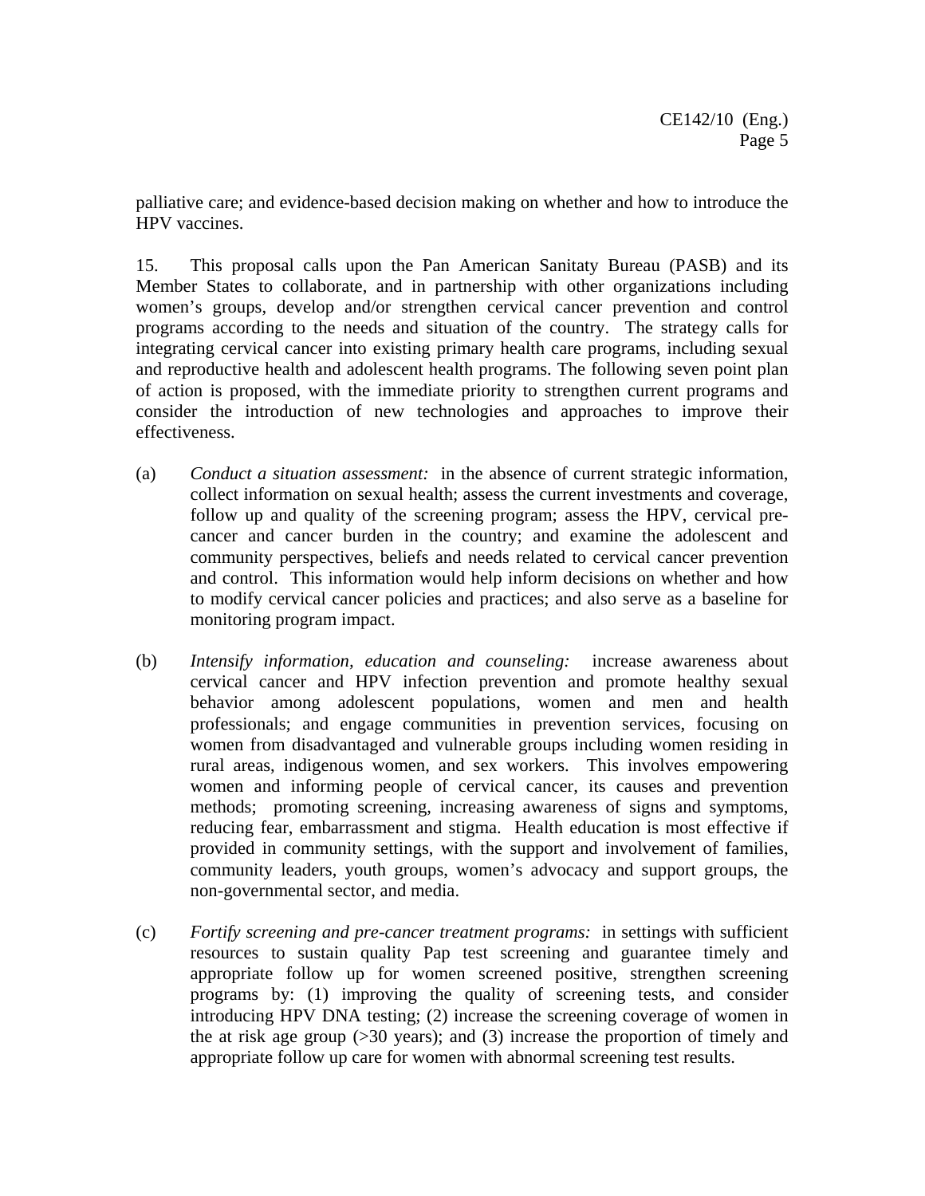palliative care; and evidence-based decision making on whether and how to introduce the HPV vaccines.

15. This proposal calls upon the Pan American Sanitaty Bureau (PASB) and its Member States to collaborate, and in partnership with other organizations including women's groups, develop and/or strengthen cervical cancer prevention and control programs according to the needs and situation of the country. The strategy calls for integrating cervical cancer into existing primary health care programs, including sexual and reproductive health and adolescent health programs. The following seven point plan of action is proposed, with the immediate priority to strengthen current programs and consider the introduction of new technologies and approaches to improve their effectiveness.

(a) *Conduct a situation assessment:* in the absence of current strategic information, collect information on sexual health; assess the current investments and coverage, follow up and quality of the screening program; assess the HPV, cervical pre-cancer and cancer burden in the country; and examine the adolescent and community perspectives, beliefs and needs related to cervical cancer prevention and control. This information would help inform decisions on whether and how to modify cervical cancer policies and practices; and also serve as a baseline for monitoring program impact.

(b) *Intensify information, education and counseling:* increase awareness about cervical cancer and HPV infection prevention and promote healthy sexual behavior among adolescent populations, women and men and health professionals; and engage communities in prevention services, focusing on women from disadvantaged and vulnerable groups including women residing in rural areas, indigenous women, and sex workers. This involves empowering women and informing people of cervical cancer, its causes and prevention methods; promoting screening, increasing awareness of signs and symptoms, reducing fear, embarrassment and stigma. Health education is most effective if provided in community settings, with the support and involvement of families, community leaders, youth groups, women's advocacy and support groups, the non-governmental sector, and media.

(c) *Fortify screening and pre-cancer treatment programs:* in settings with sufficient resources to sustain quality Pap test screening and guarantee timely and appropriate follow up for women screened positive, strengthen screening programs by: (1) improving the quality of screening tests, and consider introducing HPV DNA testing; (2) increase the screening coverage of women in the at risk age group (>30 years); and (3) increase the proportion of timely and appropriate follow up care for women with abnormal screening test results.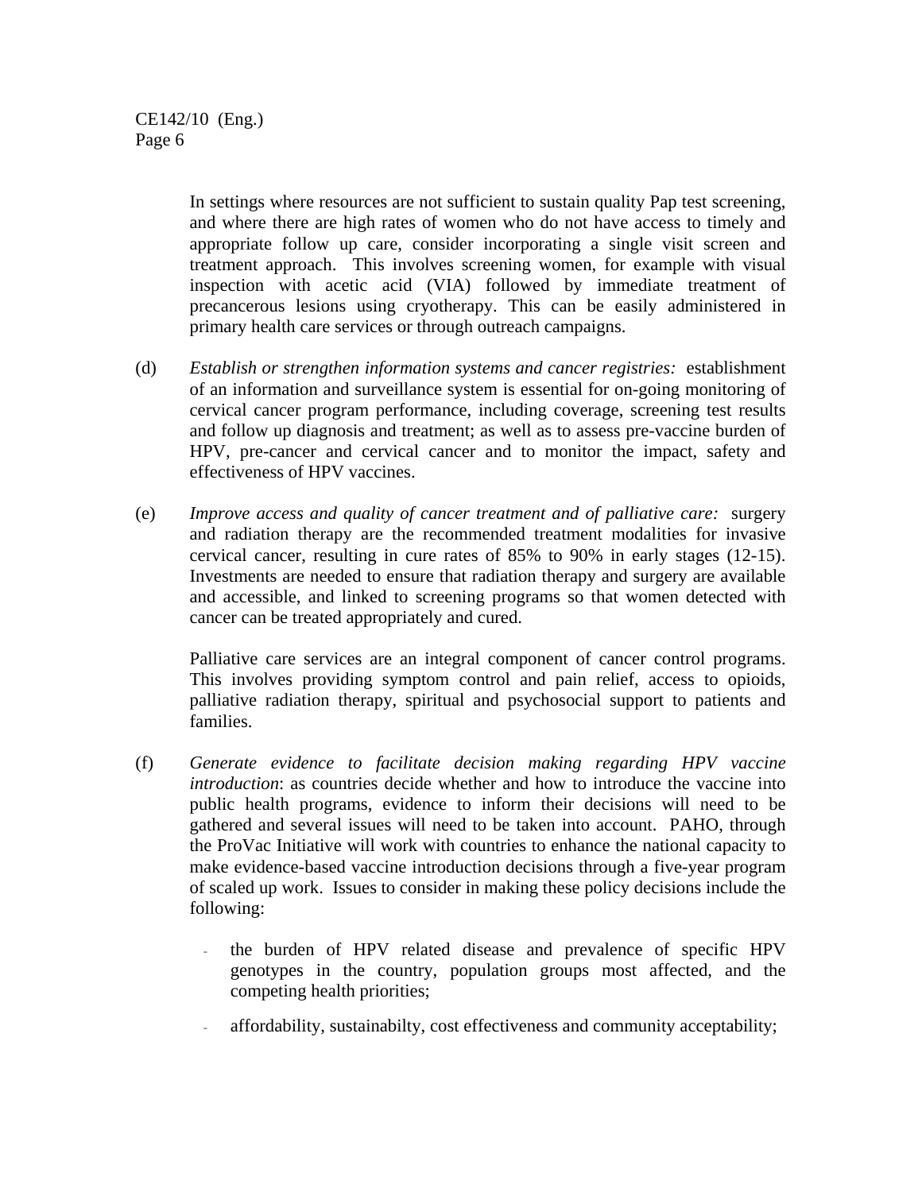In settings where resources are not sufficient to sustain quality Pap test screening, and where there are high rates of women who do not have access to timely and appropriate follow up care, consider incorporating a single visit screen and treatment approach. This involves screening women, for example with visual inspection with acetic acid (VIA) followed by immediate treatment of precancerous lesions using cryotherapy. This can be easily administered in primary health care services or through outreach campaigns.

(d) *Establish or strengthen information systems and cancer registries:* establishment of an information and surveillance system is essential for on-going monitoring of cervical cancer program performance, including coverage, screening test results and follow up diagnosis and treatment; as well as to assess pre-vaccine burden of HPV, pre-cancer and cervical cancer and to monitor the impact, safety and effectiveness of HPV vaccines.

(e) *Improve access and quality of cancer treatment and of palliative care:* surgery and radiation therapy are the recommended treatment modalities for invasive cervical cancer, resulting in cure rates of 85% to 90% in early stages (12-15). Investments are needed to ensure that radiation therapy and surgery are available and accessible, and linked to screening programs so that women detected with cancer can be treated appropriately and cured.

Palliative care services are an integral component of cancer control programs. This involves providing symptom control and pain relief, access to opioids, palliative radiation therapy, spiritual and psychosocial support to patients and families.

(f) *Generate evidence to facilitate decision making regarding HPV vaccine introduction*: as countries decide whether and how to introduce the vaccine into public health programs, evidence to inform their decisions will need to be gathered and several issues will need to be taken into account. PAHO, through the ProVac Initiative will work with countries to enhance the national capacity to make evidence-based vaccine introduction decisions through a five-year program of scaled up work. Issues to consider in making these policy decisions include the following:

- the burden of HPV related disease and prevalence of specific HPV genotypes in the country, population groups most affected, and the competing health priorities;
- affordability, sustainabilty, cost effectiveness and community acceptability;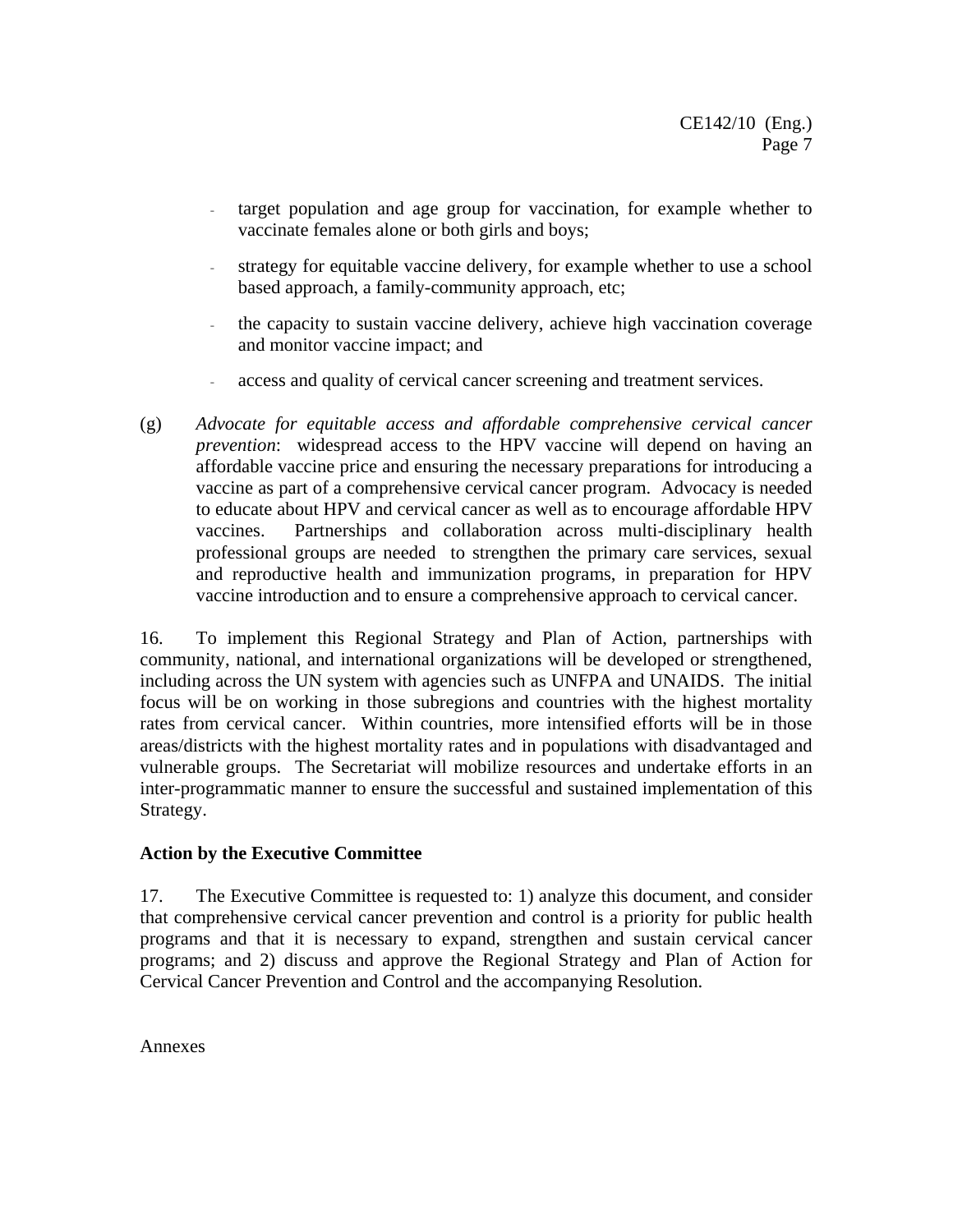- target population and age group for vaccination, for example whether to vaccinate females alone or both girls and boys;
- strategy for equitable vaccine delivery, for example whether to use a school based approach, a family-community approach, etc;
- the capacity to sustain vaccine delivery, achieve high vaccination coverage and monitor vaccine impact; and
- access and quality of cervical cancer screening and treatment services.

(g) *Advocate for equitable access and affordable comprehensive cervical cancer prevention*: widespread access to the HPV vaccine will depend on having an affordable vaccine price and ensuring the necessary preparations for introducing a vaccine as part of a comprehensive cervical cancer program. Advocacy is needed to educate about HPV and cervical cancer as well as to encourage affordable HPV vaccines. Partnerships and collaboration across multi-disciplinary health professional groups are needed to strengthen the primary care services, sexual and reproductive health and immunization programs, in preparation for HPV vaccine introduction and to ensure a comprehensive approach to cervical cancer.

16. To implement this Regional Strategy and Plan of Action, partnerships with community, national, and international organizations will be developed or strengthened, including across the UN system with agencies such as UNFPA and UNAIDS. The initial focus will be on working in those subregions and countries with the highest mortality rates from cervical cancer. Within countries, more intensified efforts will be in those areas/districts with the highest mortality rates and in populations with disadvantaged and vulnerable groups. The Secretariat will mobilize resources and undertake efforts in an inter-programmatic manner to ensure the successful and sustained implementation of this Strategy.

**Action by the Executive Committee**

17. The Executive Committee is requested to: 1) analyze this document, and consider that comprehensive cervical cancer prevention and control is a priority for public health programs and that it is necessary to expand, strengthen and sustain cervical cancer programs; and 2) discuss and approve the Regional Strategy and Plan of Action for Cervical Cancer Prevention and Control and the accompanying Resolution.

Annexes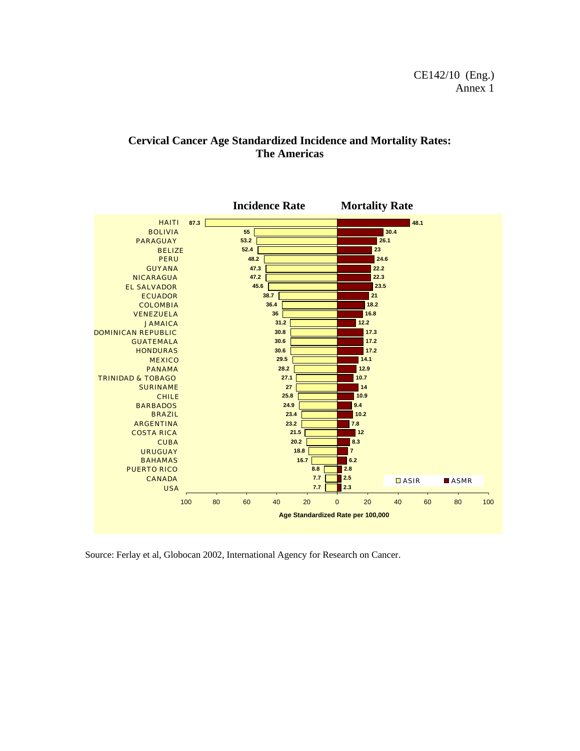## Cervical Cancer Age Standardized Incidence and Mortality Rates: The Americas

| Country | Incidence Rate (ASIR) | Mortality Rate (ASMR) |
|---|---|---|
| HAITI | 87.3 | 48.1 |
| BOLIVIA | 55 | 30.4 |
| PARAGUAY | 53.2 | 26.1 |
| BELIZE | 52.4 | 23 |
| PERU | 48.2 | 24.6 |
| GUYANA | 47.3 | 22.2 |
| NICARAGUA | 47.2 | 22.3 |
| EL SALVADOR | 45.6 | 23.5 |
| ECUADOR | 38.7 | 21 |
| COLOMBIA | 36.4 | 18.2 |
| VENEZUELA | 36 | 16.8 |
| JAMAICA | 31.2 | 12.2 |
| DOMINICAN REPUBLIC | 30.8 | 17.3 |
| GUATEMALA | 30.6 | 17.2 |
| HONDURAS | 30.6 | 17.2 |
| MEXICO | 29.5 | 14.1 |
| PANAMA | 28.2 | 12.9 |
| TRINIDAD & TOBAGO | 27.1 | 10.7 |
| SURINAME | 27 | 14 |
| CHILE | 25.8 | 10.9 |
| BARBADOS | 24.9 | 9.4 |
| BRAZIL | 23.4 | 10.2 |
| ARGENTINA | 23.2 | 7.8 |
| COSTA RICA | 21.5 | 12 |
| CUBA | 20.2 | 8.3 |
| URUGUAY | 18.8 | 7 |
| BAHAMAS | 16.7 | 6.2 |
| PUERTO RICO | 8.8 | 2.8 |
| CANADA | 7.7 | 2.5 |
| USA | 7.7 | 2.3 |

Age Standardized Rate per 100,000

Source: Ferlay et al, Globocan 2002, International Agency for Research on Cancer.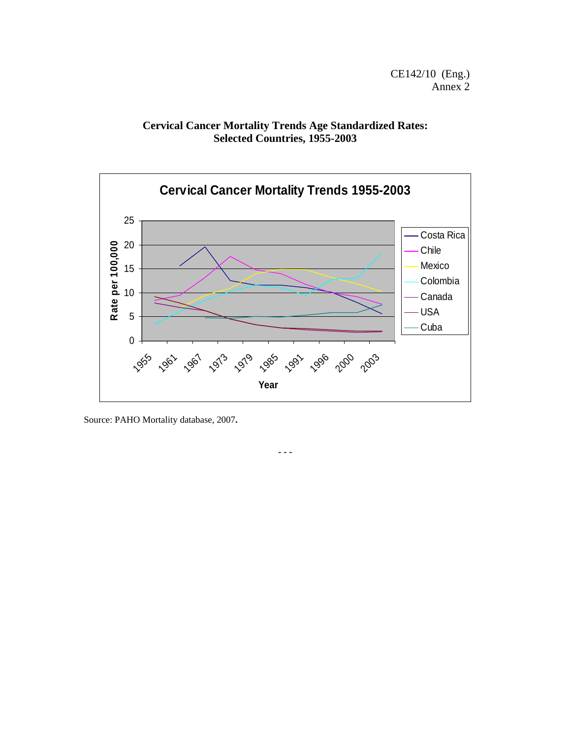**Cervical Cancer Mortality Trends Age Standardized Rates: Selected Countries, 1955-2003**

Cervical Cancer Mortality Trends 1955-2003

Rate per 100,000

25
20
15
10
5
0

1955
1961
1967
1973
1979
1985
1991
1996
2000
2003

Year

Costa Rica
Chile
Mexico
Colombia
Canada
USA
Cuba

Source: PAHO Mortality database, 2007.

- - -